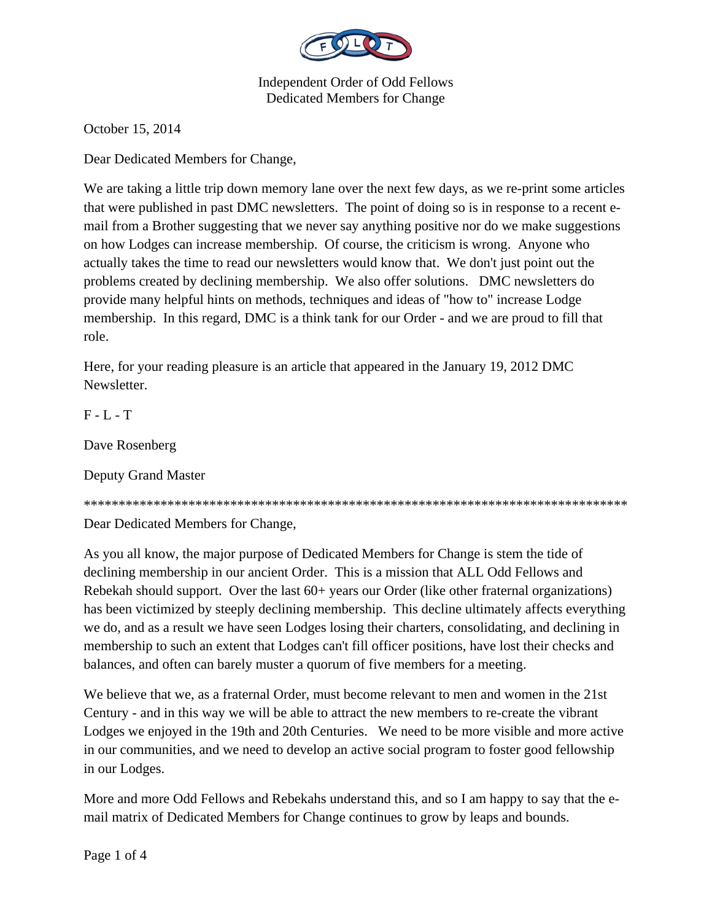Independent Order of Odd Fellows
Dedicated Members for Change

October 15, 2014

Dear Dedicated Members for Change,

We are taking a little trip down memory lane over the next few days, as we re-print some articles that were published in past DMC newsletters. The point of doing so is in response to a recent e-mail from a Brother suggesting that we never say anything positive nor do we make suggestions on how Lodges can increase membership. Of course, the criticism is wrong. Anyone who actually takes the time to read our newsletters would know that. We don't just point out the problems created by declining membership. We also offer solutions. DMC newsletters do provide many helpful hints on methods, techniques and ideas of "how to" increase Lodge membership. In this regard, DMC is a think tank for our Order - and we are proud to fill that role.

Here, for your reading pleasure is an article that appeared in the January 19, 2012 DMC Newsletter.

F - L - T

Dave Rosenberg

Deputy Grand Master

*********************************************************************************

Dear Dedicated Members for Change,

As you all know, the major purpose of Dedicated Members for Change is stem the tide of declining membership in our ancient Order. This is a mission that ALL Odd Fellows and Rebekah should support. Over the last 60+ years our Order (like other fraternal organizations) has been victimized by steeply declining membership. This decline ultimately affects everything we do, and as a result we have seen Lodges losing their charters, consolidating, and declining in membership to such an extent that Lodges can't fill officer positions, have lost their checks and balances, and often can barely muster a quorum of five members for a meeting.

We believe that we, as a fraternal Order, must become relevant to men and women in the 21st Century - and in this way we will be able to attract the new members to re-create the vibrant Lodges we enjoyed in the 19th and 20th Centuries. We need to be more visible and more active in our communities, and we need to develop an active social program to foster good fellowship in our Lodges.

More and more Odd Fellows and Rebekahs understand this, and so I am happy to say that the e-mail matrix of Dedicated Members for Change continues to grow by leaps and bounds.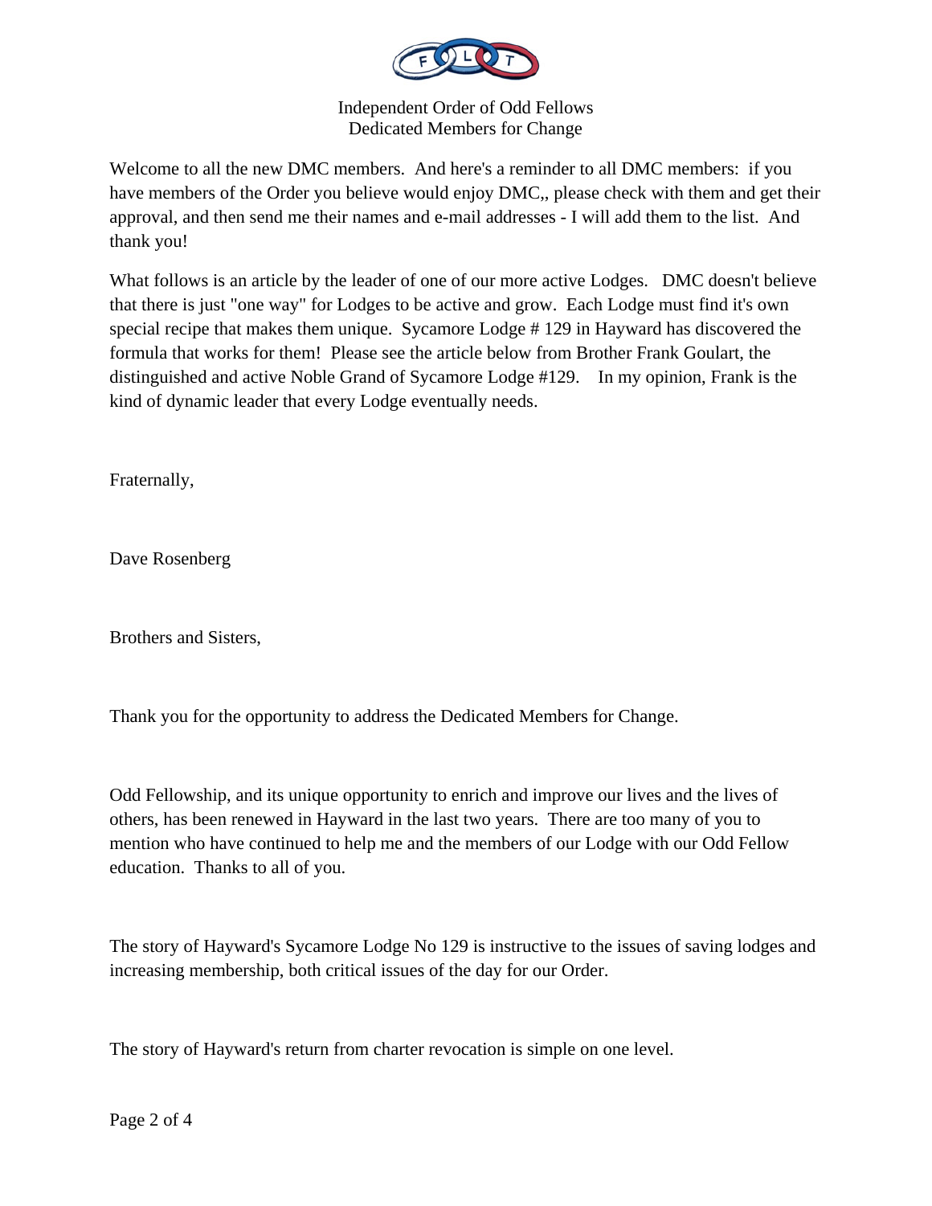Independent Order of Odd Fellows
Dedicated Members for Change

Welcome to all the new DMC members. And here's a reminder to all DMC members: if you have members of the Order you believe would enjoy DMC,, please check with them and get their approval, and then send me their names and e-mail addresses - I will add them to the list. And thank you!

What follows is an article by the leader of one of our more active Lodges. DMC doesn't believe that there is just "one way" for Lodges to be active and grow. Each Lodge must find it's own special recipe that makes them unique. Sycamore Lodge # 129 in Hayward has discovered the formula that works for them! Please see the article below from Brother Frank Goulart, the distinguished and active Noble Grand of Sycamore Lodge #129. In my opinion, Frank is the kind of dynamic leader that every Lodge eventually needs.

Fraternally,

Dave Rosenberg

Brothers and Sisters,

Thank you for the opportunity to address the Dedicated Members for Change.

Odd Fellowship, and its unique opportunity to enrich and improve our lives and the lives of others, has been renewed in Hayward in the last two years. There are too many of you to mention who have continued to help me and the members of our Lodge with our Odd Fellow education. Thanks to all of you.

The story of Hayward's Sycamore Lodge No 129 is instructive to the issues of saving lodges and increasing membership, both critical issues of the day for our Order.

The story of Hayward's return from charter revocation is simple on one level.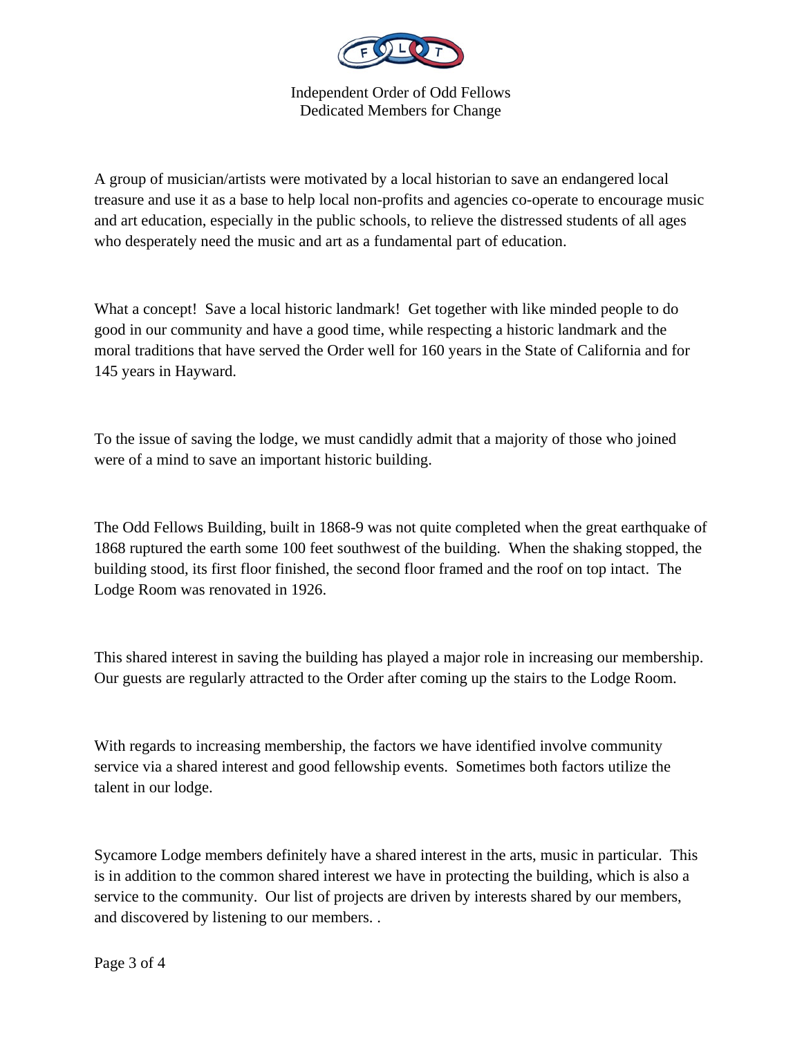Independent Order of Odd Fellows
Dedicated Members for Change

A group of musician/artists were motivated by a local historian to save an endangered local treasure and use it as a base to help local non-profits and agencies co-operate to encourage music and art education, especially in the public schools, to relieve the distressed students of all ages who desperately need the music and art as a fundamental part of education.

What a concept! Save a local historic landmark! Get together with like minded people to do good in our community and have a good time, while respecting a historic landmark and the moral traditions that have served the Order well for 160 years in the State of California and for 145 years in Hayward.

To the issue of saving the lodge, we must candidly admit that a majority of those who joined were of a mind to save an important historic building.

The Odd Fellows Building, built in 1868-9 was not quite completed when the great earthquake of 1868 ruptured the earth some 100 feet southwest of the building. When the shaking stopped, the building stood, its first floor finished, the second floor framed and the roof on top intact. The Lodge Room was renovated in 1926.

This shared interest in saving the building has played a major role in increasing our membership. Our guests are regularly attracted to the Order after coming up the stairs to the Lodge Room.

With regards to increasing membership, the factors we have identified involve community service via a shared interest and good fellowship events. Sometimes both factors utilize the talent in our lodge.

Sycamore Lodge members definitely have a shared interest in the arts, music in particular. This is in addition to the common shared interest we have in protecting the building, which is also a service to the community. Our list of projects are driven by interests shared by our members, and discovered by listening to our members. .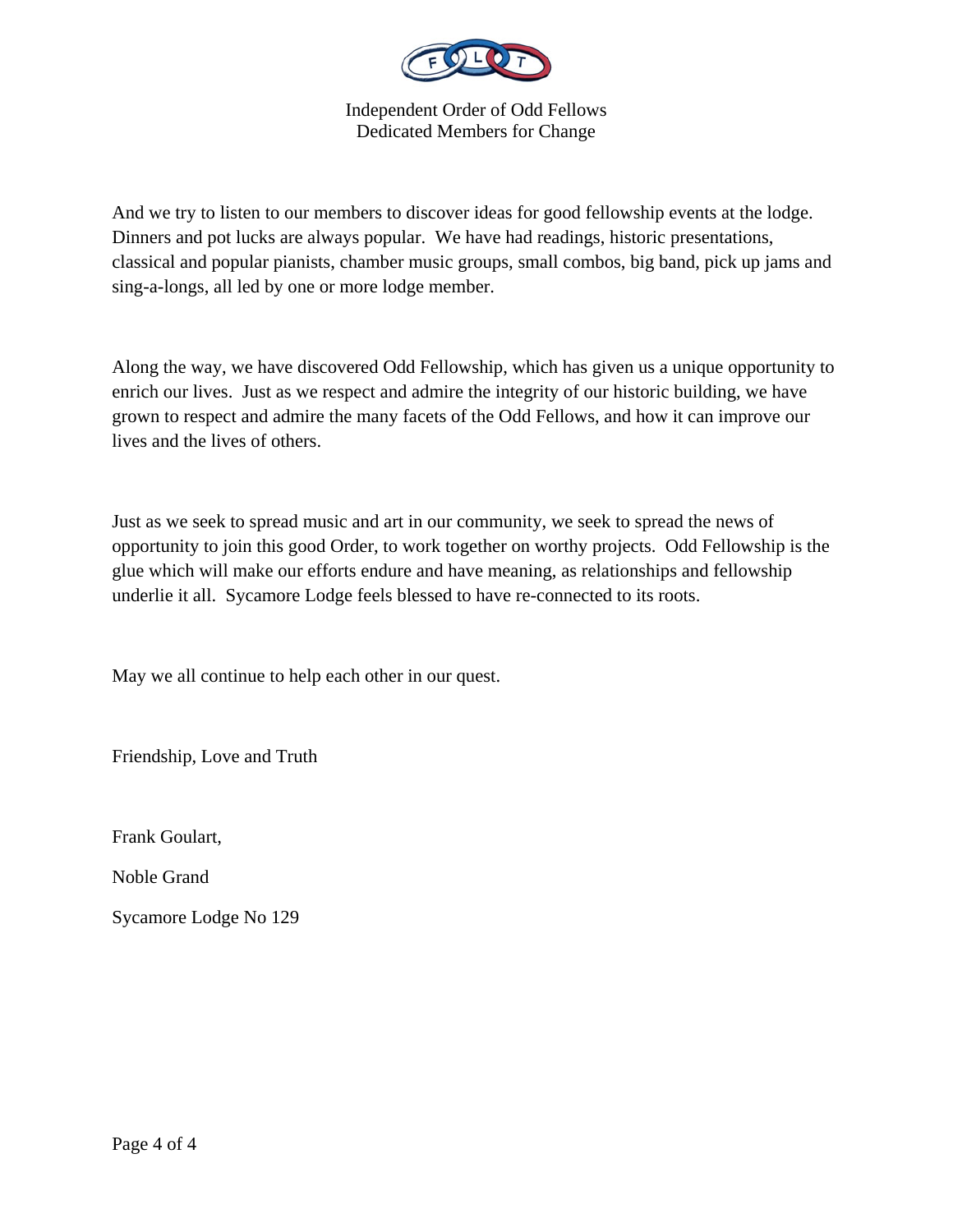Independent Order of Odd Fellows
Dedicated Members for Change

And we try to listen to our members to discover ideas for good fellowship events at the lodge. Dinners and pot lucks are always popular. We have had readings, historic presentations, classical and popular pianists, chamber music groups, small combos, big band, pick up jams and sing-a-longs, all led by one or more lodge member.

Along the way, we have discovered Odd Fellowship, which has given us a unique opportunity to enrich our lives. Just as we respect and admire the integrity of our historic building, we have grown to respect and admire the many facets of the Odd Fellows, and how it can improve our lives and the lives of others.

Just as we seek to spread music and art in our community, we seek to spread the news of opportunity to join this good Order, to work together on worthy projects. Odd Fellowship is the glue which will make our efforts endure and have meaning, as relationships and fellowship underlie it all. Sycamore Lodge feels blessed to have re-connected to its roots.

May we all continue to help each other in our quest.

Friendship, Love and Truth

Frank Goulart,

Noble Grand

Sycamore Lodge No 129